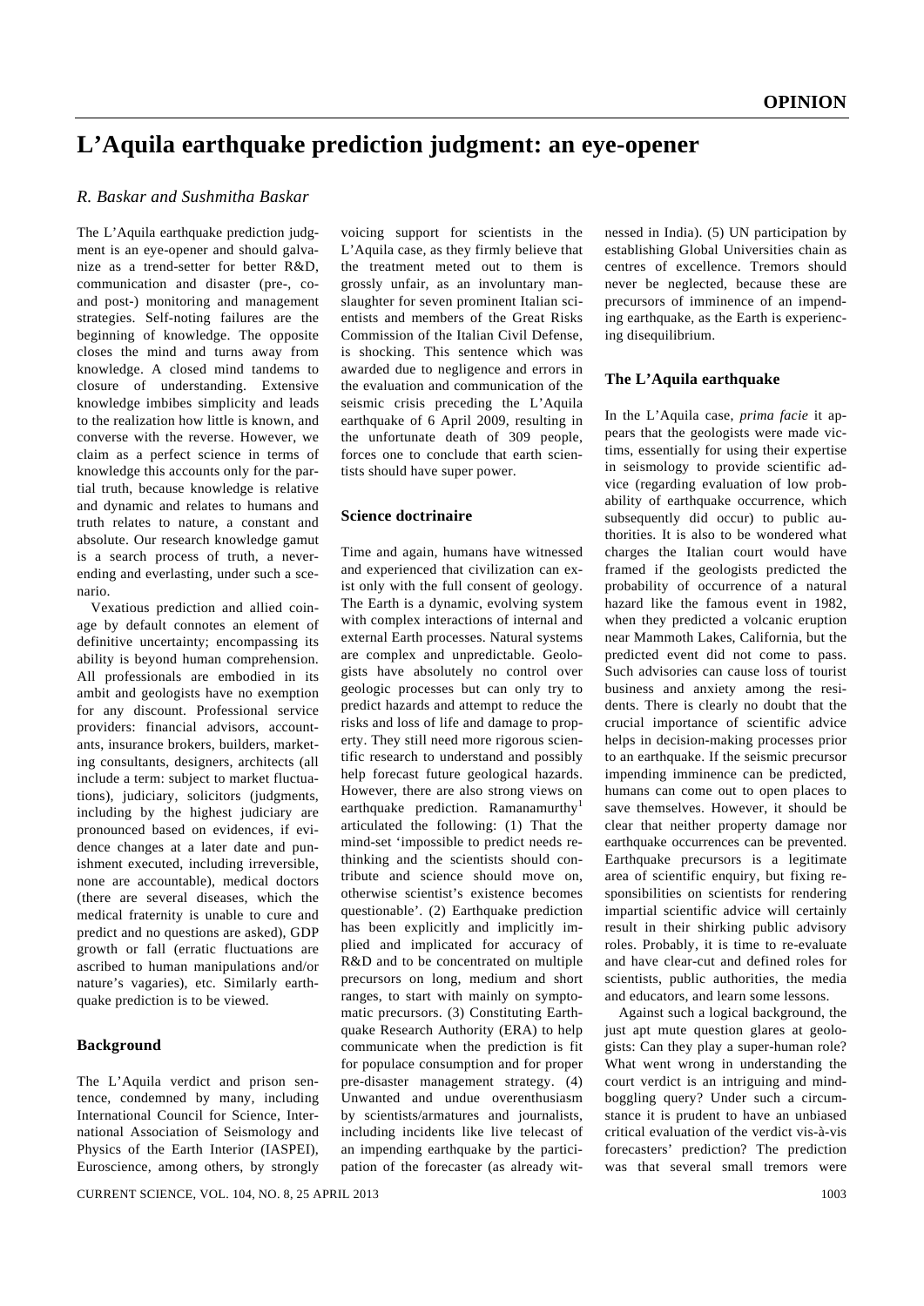OPINION

# L'Aquila earthquake prediction judgment: an eye-opener

*R. Baskar and Sushmitha Baskar*

The L'Aquila earthquake prediction judgment is an eye-opener and should galvanize as a trend-setter for better R&D, communication and disaster (pre-, co- and post-) monitoring and management strategies. Self-noting failures are the beginning of knowledge. The opposite closes the mind and turns away from knowledge. A closed mind tandems to closure of understanding. Extensive knowledge imbibes simplicity and leads to the realization how little is known, and converse with the reverse. However, we claim as a perfect science in terms of knowledge this accounts only for the partial truth, because knowledge is relative and dynamic and relates to humans and truth relates to nature, a constant and absolute. Our research knowledge gamut is a search process of truth, a never-ending and everlasting, under such a scenario.

Vexatious prediction and allied coinage by default connotes an element of definitive uncertainty; encompassing its ability is beyond human comprehension. All professionals are embodied in its ambit and geologists have no exemption for any discount. Professional service providers: financial advisors, accountants, insurance brokers, builders, marketing consultants, designers, architects (all include a term: subject to market fluctuations), judiciary, solicitors (judgments, including by the highest judiciary are pronounced based on evidences, if evidence changes at a later date and punishment executed, including irreversible, none are accountable), medical doctors (there are several diseases, which the medical fraternity is unable to cure and predict and no questions are asked), GDP growth or fall (erratic fluctuations are ascribed to human manipulations and/or nature's vagaries), etc. Similarly earthquake prediction is to be viewed.

## Background

The L'Aquila verdict and prison sentence, condemned by many, including International Council for Science, International Association of Seismology and Physics of the Earth Interior (IASPEI), Euroscience, among others, by strongly voicing support for scientists in the L'Aquila case, as they firmly believe that the treatment meted out to them is grossly unfair, as an involuntary manslaughter for seven prominent Italian scientists and members of the Great Risks Commission of the Italian Civil Defense, is shocking. This sentence which was awarded due to negligence and errors in the evaluation and communication of the seismic crisis preceding the L'Aquila earthquake of 6 April 2009, resulting in the unfortunate death of 309 people, forces one to conclude that earth scientists should have super power.

## Science doctrinaire

Time and again, humans have witnessed and experienced that civilization can exist only with the full consent of geology. The Earth is a dynamic, evolving system with complex interactions of internal and external Earth processes. Natural systems are complex and unpredictable. Geologists have absolutely no control over geologic processes but can only try to predict hazards and attempt to reduce the risks and loss of life and damage to property. They still need more rigorous scientific research to understand and possibly help forecast future geological hazards. However, there are also strong views on earthquake prediction. Ramanamurthy[1] articulated the following: (1) That the mind-set 'impossible to predict needs rethinking and the scientists should contribute and science should move on, otherwise scientist's existence becomes questionable'. (2) Earthquake prediction has been explicitly and implicitly implied and implicated for accuracy of R&D and to be concentrated on multiple precursors on long, medium and short ranges, to start with mainly on symptomatic precursors. (3) Constituting Earthquake Research Authority (ERA) to help communicate when the prediction is fit for populace consumption and for proper pre-disaster management strategy. (4) Unwanted and undue overenthusiasm by scientists/armatures and journalists, including incidents like live telecast of an impending earthquake by the participation of the forecaster (as already witnessed in India). (5) UN participation by establishing Global Universities chain as centres of excellence. Tremors should never be neglected, because these are precursors of imminence of an impending earthquake, as the Earth is experiencing disequilibrium.

## The L'Aquila earthquake

In the L'Aquila case, *prima facie* it appears that the geologists were made victims, essentially for using their expertise in seismology to provide scientific advice (regarding evaluation of low probability of earthquake occurrence, which subsequently did occur) to public authorities. It is also to be wondered what charges the Italian court would have framed if the geologists predicted the probability of occurrence of a natural hazard like the famous event in 1982, when they predicted a volcanic eruption near Mammoth Lakes, California, but the predicted event did not come to pass. Such advisories can cause loss of tourist business and anxiety among the residents. There is clearly no doubt that the crucial importance of scientific advice helps in decision-making processes prior to an earthquake. If the seismic precursor impending imminence can be predicted, humans can come out to open places to save themselves. However, it should be clear that neither property damage nor earthquake occurrences can be prevented. Earthquake precursors is a legitimate area of scientific enquiry, but fixing responsibilities on scientists for rendering impartial scientific advice will certainly result in their shirking public advisory roles. Probably, it is time to re-evaluate and have clear-cut and defined roles for scientists, public authorities, the media and educators, and learn some lessons.

Against such a logical background, the just apt mute question glares at geologists: Can they play a super-human role? What went wrong in understanding the court verdict is an intriguing and mind-boggling query? Under such a circumstance it is prudent to have an unbiased critical evaluation of the verdict vis-à-vis forecasters' prediction? The prediction was that several small tremors were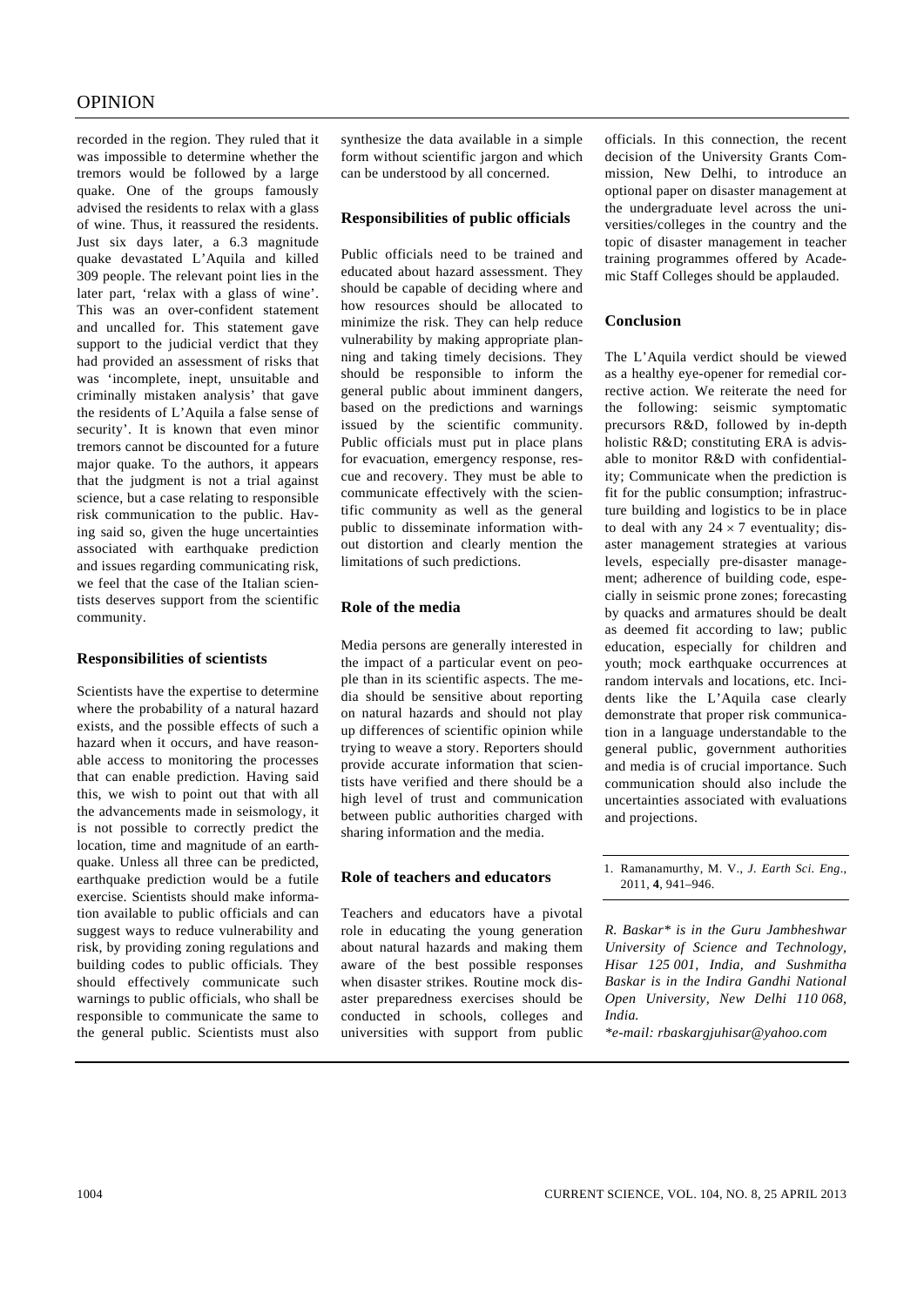recorded in the region. They ruled that it was impossible to determine whether the tremors would be followed by a large quake. One of the groups famously advised the residents to relax with a glass of wine. Thus, it reassured the residents. Just six days later, a 6.3 magnitude quake devastated L'Aquila and killed 309 people. The relevant point lies in the later part, 'relax with a glass of wine'. This was an over-confident statement and uncalled for. This statement gave support to the judicial verdict that they had provided an assessment of risks that was 'incomplete, inept, unsuitable and criminally mistaken analysis' that gave the residents of L'Aquila a false sense of security'. It is known that even minor tremors cannot be discounted for a future major quake. To the authors, it appears that the judgment is not a trial against science, but a case relating to responsible risk communication to the public. Having said so, given the huge uncertainties associated with earthquake prediction and issues regarding communicating risk, we feel that the case of the Italian scientists deserves support from the scientific community.

### Responsibilities of scientists

Scientists have the expertise to determine where the probability of a natural hazard exists, and the possible effects of such a hazard when it occurs, and have reasonable access to monitoring the processes that can enable prediction. Having said this, we wish to point out that with all the advancements made in seismology, it is not possible to correctly predict the location, time and magnitude of an earthquake. Unless all three can be predicted, earthquake prediction would be a futile exercise. Scientists should make information available to public officials and can suggest ways to reduce vulnerability and risk, by providing zoning regulations and building codes to public officials. They should effectively communicate such warnings to public officials, who shall be responsible to communicate the same to the general public. Scientists must also synthesize the data available in a simple form without scientific jargon and which can be understood by all concerned.

### Responsibilities of public officials

Public officials need to be trained and educated about hazard assessment. They should be capable of deciding where and how resources should be allocated to minimize the risk. They can help reduce vulnerability by making appropriate planning and taking timely decisions. They should be responsible to inform the general public about imminent dangers, based on the predictions and warnings issued by the scientific community. Public officials must put in place plans for evacuation, emergency response, rescue and recovery. They must be able to communicate effectively with the scientific community as well as the general public to disseminate information without distortion and clearly mention the limitations of such predictions.

### Role of the media

Media persons are generally interested in the impact of a particular event on people than in its scientific aspects. The media should be sensitive about reporting on natural hazards and should not play up differences of scientific opinion while trying to weave a story. Reporters should provide accurate information that scientists have verified and there should be a high level of trust and communication between public authorities charged with sharing information and the media.

### Role of teachers and educators

Teachers and educators have a pivotal role in educating the young generation about natural hazards and making them aware of the best possible responses when disaster strikes. Routine mock disaster preparedness exercises should be conducted in schools, colleges and universities with support from public officials. In this connection, the recent decision of the University Grants Commission, New Delhi, to introduce an optional paper on disaster management at the undergraduate level across the universities/colleges in the country and the topic of disaster management in teacher training programmes offered by Academic Staff Colleges should be applauded.

### Conclusion

The L'Aquila verdict should be viewed as a healthy eye-opener for remedial corrective action. We reiterate the need for the following: seismic symptomatic precursors R&D, followed by in-depth holistic R&D; constituting ERA is advisable to monitor R&D with confidentiality; Communicate when the prediction is fit for the public consumption; infrastructure building and logistics to be in place to deal with any $24 \times 7$ eventuality; disaster management strategies at various levels, especially pre-disaster management; adherence of building code, especially in seismic prone zones; forecasting by quacks and armatures should be dealt as deemed fit according to law; public education, especially for children and youth; mock earthquake occurrences at random intervals and locations, etc. Incidents like the L'Aquila case clearly demonstrate that proper risk communication in a language understandable to the general public, government authorities and media is of crucial importance. Such communication should also include the uncertainties associated with evaluations and projections.

1. Ramanamurthy, M. V., *J. Earth Sci. Eng*., 2011, **4**, 941–946.

*R. Baskar\* is in the Guru Jambheshwar University of Science and Technology, Hisar 125 001, India, and Sushmitha Baskar is in the Indira Gandhi National Open University, New Delhi 110 068, India.*

*\*e-mail: rbaskargjuhisar@yahoo.com*